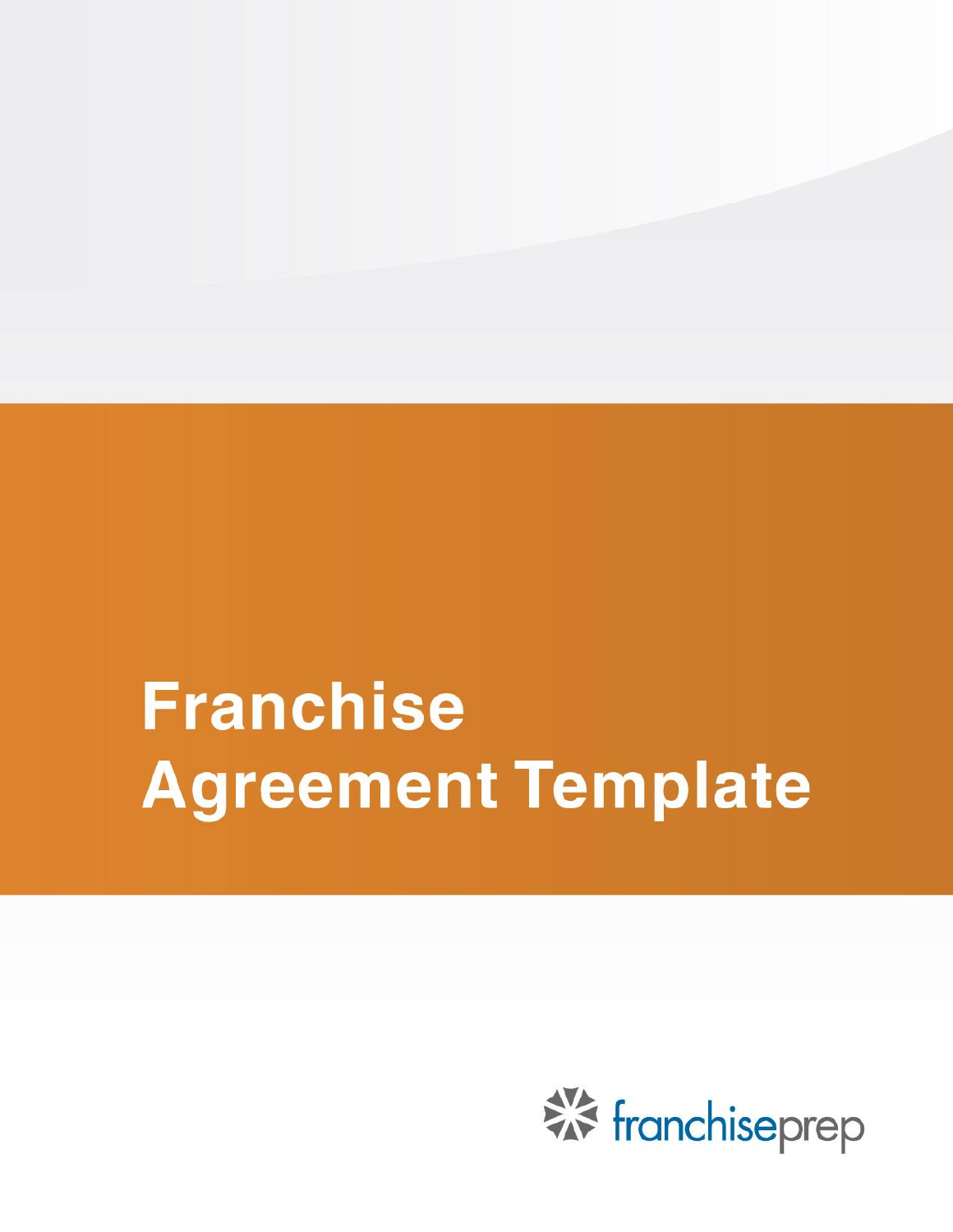# Franchise Agreement Template

franchiseprep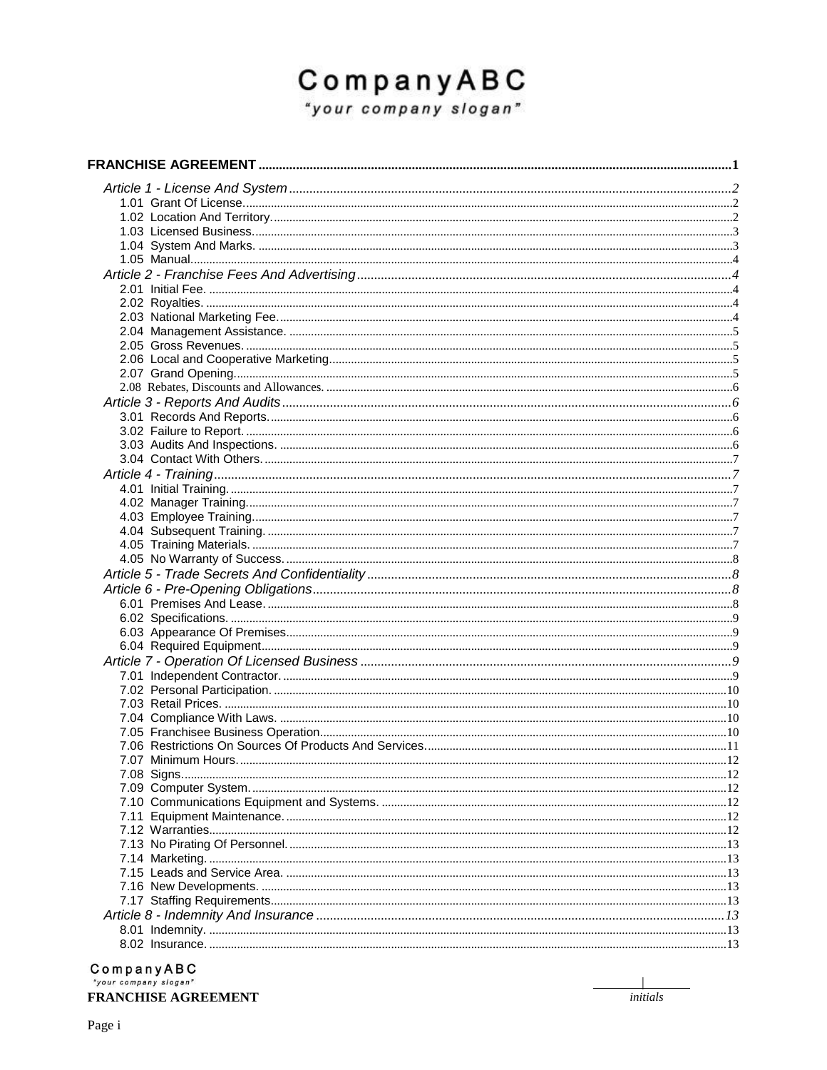# CompanyABC

*"your company slogan"*

**FRANCHISE AGREEMENT** .......... 1

*Article 1 - License And System* .......... 2
- 1.01 Grant Of License .......... 2
- 1.02 Location And Territory .......... 2
- 1.03 Licensed Business .......... 3
- 1.04 System And Marks .......... 3
- 1.05 Manual .......... 4

*Article 2 - Franchise Fees And Advertising* .......... 4
- 2.01 Initial Fee .......... 4
- 2.02 Royalties .......... 4
- 2.03 National Marketing Fee .......... 4
- 2.04 Management Assistance .......... 5
- 2.05 Gross Revenues .......... 5
- 2.06 Local and Cooperative Marketing .......... 5
- 2.07 Grand Opening .......... 5
- 2.08 Rebates, Discounts and Allowances .......... 6

*Article 3 - Reports And Audits* .......... 6
- 3.01 Records And Reports .......... 6
- 3.02 Failure to Report .......... 6
- 3.03 Audits And Inspections .......... 6
- 3.04 Contact With Others .......... 7

*Article 4 - Training* .......... 7
- 4.01 Initial Training .......... 7
- 4.02 Manager Training .......... 7
- 4.03 Employee Training .......... 7
- 4.04 Subsequent Training .......... 7
- 4.05 Training Materials .......... 7
- 4.05 No Warranty of Success .......... 8

*Article 5 - Trade Secrets And Confidentiality* .......... 8

*Article 6 - Pre-Opening Obligations* .......... 8
- 6.01 Premises And Lease .......... 8
- 6.02 Specifications .......... 9
- 6.03 Appearance Of Premises .......... 9
- 6.04 Required Equipment .......... 9

*Article 7 - Operation Of Licensed Business* .......... 9
- 7.01 Independent Contractor .......... 9
- 7.02 Personal Participation .......... 10
- 7.03 Retail Prices .......... 10
- 7.04 Compliance With Laws .......... 10
- 7.05 Franchisee Business Operation .......... 10
- 7.06 Restrictions On Sources Of Products And Services .......... 11
- 7.07 Minimum Hours .......... 12
- 7.08 Signs .......... 12
- 7.09 Computer System .......... 12
- 7.10 Communications Equipment and Systems .......... 12
- 7.11 Equipment Maintenance .......... 12
- 7.12 Warranties .......... 12
- 7.13 No Pirating Of Personnel .......... 13
- 7.14 Marketing .......... 13
- 7.15 Leads and Service Area .......... 13
- 7.16 New Developments .......... 13
- 7.17 Staffing Requirements .......... 13

*Article 8 - Indemnity And Insurance* .......... 13
- 8.01 Indemnity .......... 13
- 8.02 Insurance .......... 13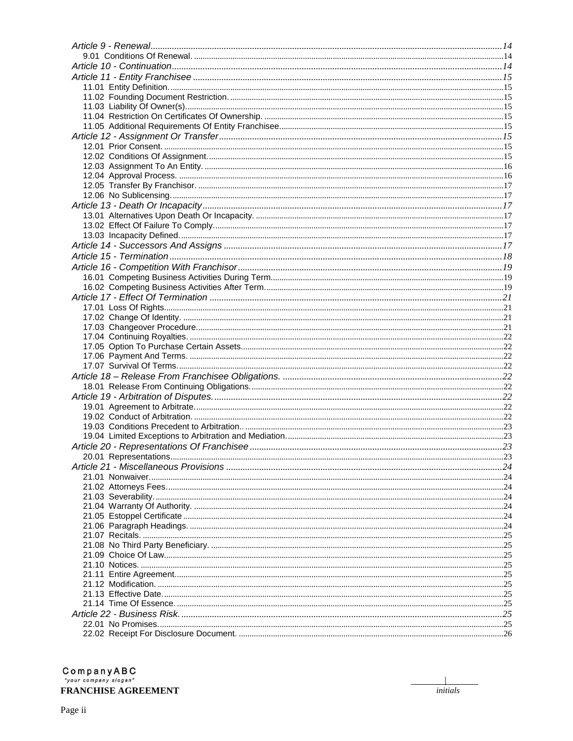*Article 9 - Renewal* ..... 14
- 9.01 Conditions Of Renewal. ..... 14

*Article 10 - Continuation* ..... 14

*Article 11 - Entity Franchisee* ..... 15
- 11.01 Entity Definition. ..... 15
- 11.02 Founding Document Restriction. ..... 15
- 11.03 Liability Of Owner(s). ..... 15
- 11.04 Restriction On Certificates Of Ownership. ..... 15
- 11.05 Additional Requirements Of Entity Franchisee ..... 15

*Article 12 - Assignment Or Transfer* ..... 15
- 12.01 Prior Consent. ..... 15
- 12.02 Conditions Of Assignment. ..... 15
- 12.03 Assignment To An Entity. ..... 16
- 12.04 Approval Process. ..... 16
- 12.05 Transfer By Franchisor. ..... 17
- 12.06 No Sublicensing. ..... 17

*Article 13 - Death Or Incapacity* ..... 17
- 13.01 Alternatives Upon Death Or Incapacity. ..... 17
- 13.02 Effect Of Failure To Comply. ..... 17
- 13.03 Incapacity Defined. ..... 17

*Article 14 - Successors And Assigns* ..... 17

*Article 15 - Termination* ..... 18

*Article 16 - Competition With Franchisor* ..... 19
- 16.01 Competing Business Activities During Term. ..... 19
- 16.02 Competing Business Activities After Term. ..... 19

*Article 17 - Effect Of Termination* ..... 21
- 17.01 Loss Of Rights. ..... 21
- 17.02 Change Of Identity. ..... 21
- 17.03 Changeover Procedure. ..... 21
- 17.04 Continuing Royalties. ..... 22
- 17.05 Option To Purchase Certain Assets. ..... 22
- 17.06 Payment And Terms. ..... 22
- 17.07 Survival Of Terms. ..... 22

*Article 18 – Release From Franchisee Obligations.* ..... 22
- 18.01 Release From Continuing Obligations. ..... 22

*Article 19 - Arbitration of Disputes.* ..... 22
- 19.01 Agreement to Arbitrate. ..... 22
- 19.02 Conduct of Arbitration. ..... 22
- 19.03 Conditions Precedent to Arbitration.. ..... 23
- 19.04 Limited Exceptions to Arbitration and Mediation. ..... 23

*Article 20 - Representations Of Franchisee* ..... 23
- 20.01 Representations. ..... 23

*Article 21 - Miscellaneous Provisions* ..... 24
- 21.01 Nonwaiver. ..... 24
- 21.02 Attorneys Fees. ..... 24
- 21.03 Severability. ..... 24
- 21.04 Warranty Of Authority. ..... 24
- 21.05 Estoppel Certificate ..... 24
- 21.06 Paragraph Headings. ..... 24
- 21.07 Recitals. ..... 25
- 21.08 No Third Party Beneficiary. ..... 25
- 21.09 Choice Of Law. ..... 25
- 21.10 Notices. ..... 25
- 21.11 Entire Agreement. ..... 25
- 21.12 Modification. ..... 25
- 21.13 Effective Date. ..... 25
- 21.14 Time Of Essence. ..... 25

*Article 22 - Business Risk.* ..... 25
- 22.01 No Promises. ..... 25
- 22.02 Receipt For Disclosure Document. ..... 26

CompanyABC
*"your company slogan"*
**FRANCHISE AGREEMENT**

*initials*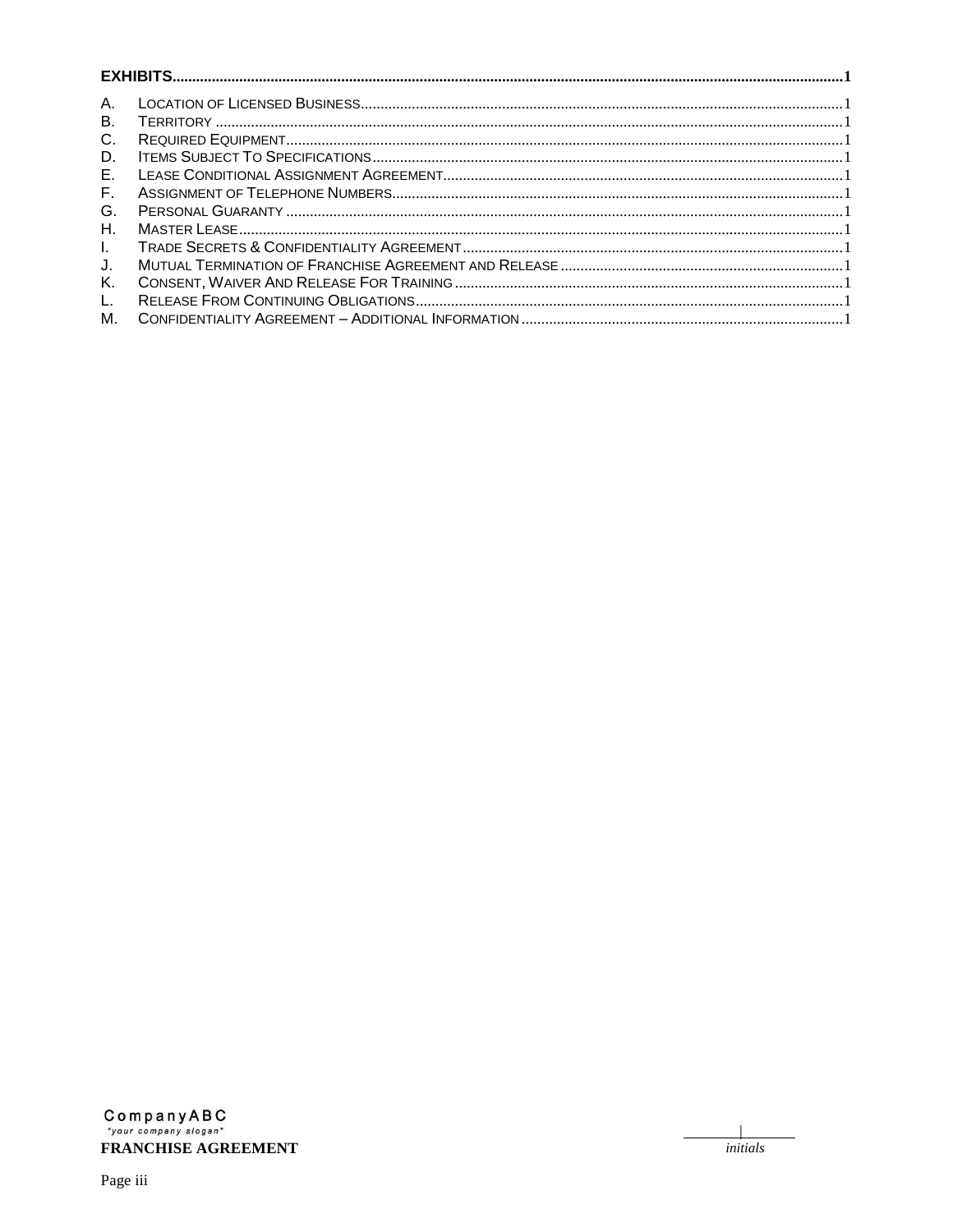**EXHIBITS** ..... 1

| | | |
|---|---|---|
| A. | LOCATION OF LICENSED BUSINESS | 1 |
| B. | TERRITORY | 1 |
| C. | REQUIRED EQUIPMENT | 1 |
| D. | ITEMS SUBJECT TO SPECIFICATIONS | 1 |
| E. | LEASE CONDITIONAL ASSIGNMENT AGREEMENT | 1 |
| F. | ASSIGNMENT OF TELEPHONE NUMBERS | 1 |
| G. | PERSONAL GUARANTY | 1 |
| H. | MASTER LEASE | 1 |
| I. | TRADE SECRETS & CONFIDENTIALITY AGREEMENT | 1 |
| J. | MUTUAL TERMINATION OF FRANCHISE AGREEMENT AND RELEASE | 1 |
| K. | CONSENT, WAIVER AND RELEASE FOR TRAINING | 1 |
| L. | RELEASE FROM CONTINUING OBLIGATIONS | 1 |
| M. | CONFIDENTIALITY AGREEMENT – ADDITIONAL INFORMATION | 1 |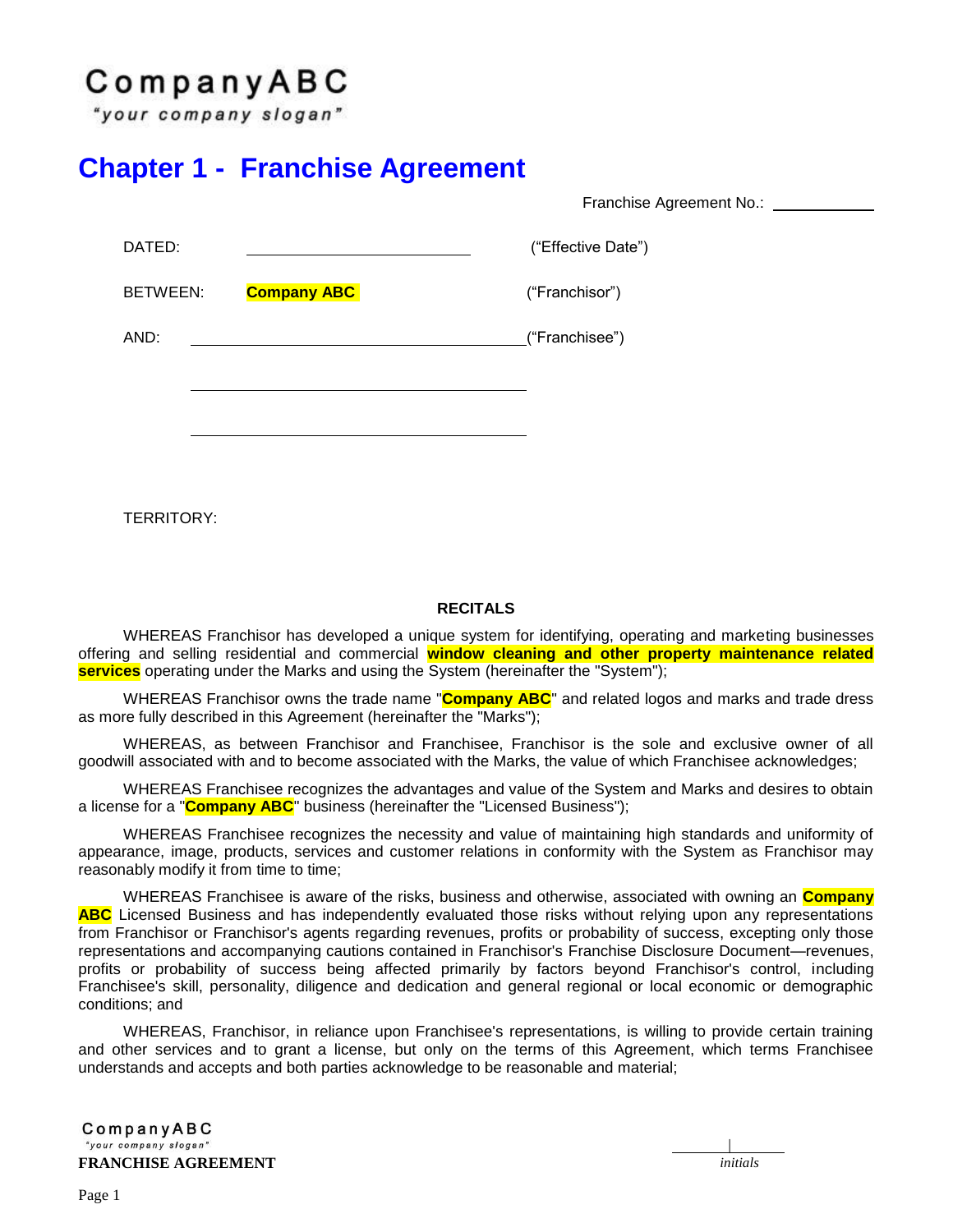CompanyABC

*"your company slogan"*

# Chapter 1 - Franchise Agreement

Franchise Agreement No.: ____________

| | | |
|---|---|---|
| DATED: | ______________________ | ("Effective Date") |
| BETWEEN: | **Company ABC** | ("Franchisor") |
| AND: | ______________________ | ("Franchisee") |
| | ______________________ | |
| | ______________________ | |

TERRITORY:

**RECITALS**

WHEREAS Franchisor has developed a unique system for identifying, operating and marketing businesses offering and selling residential and commercial **window cleaning and other property maintenance related services** operating under the Marks and using the System (hereinafter the "System");

WHEREAS Franchisor owns the trade name "**Company ABC**" and related logos and marks and trade dress as more fully described in this Agreement (hereinafter the "Marks");

WHEREAS, as between Franchisor and Franchisee, Franchisor is the sole and exclusive owner of all goodwill associated with and to become associated with the Marks, the value of which Franchisee acknowledges;

WHEREAS Franchisee recognizes the advantages and value of the System and Marks and desires to obtain a license for a "**Company ABC**" business (hereinafter the "Licensed Business");

WHEREAS Franchisee recognizes the necessity and value of maintaining high standards and uniformity of appearance, image, products, services and customer relations in conformity with the System as Franchisor may reasonably modify it from time to time;

WHEREAS Franchisee is aware of the risks, business and otherwise, associated with owning an **Company ABC** Licensed Business and has independently evaluated those risks without relying upon any representations from Franchisor or Franchisor's agents regarding revenues, profits or probability of success, excepting only those representations and accompanying cautions contained in Franchisor's Franchise Disclosure Document—revenues, profits or probability of success being affected primarily by factors beyond Franchisor's control, including Franchisee's skill, personality, diligence and dedication and general regional or local economic or demographic conditions; and

WHEREAS, Franchisor, in reliance upon Franchisee's representations, is willing to provide certain training and other services and to grant a license, but only on the terms of this Agreement, which terms Franchisee understands and accepts and both parties acknowledge to be reasonable and material;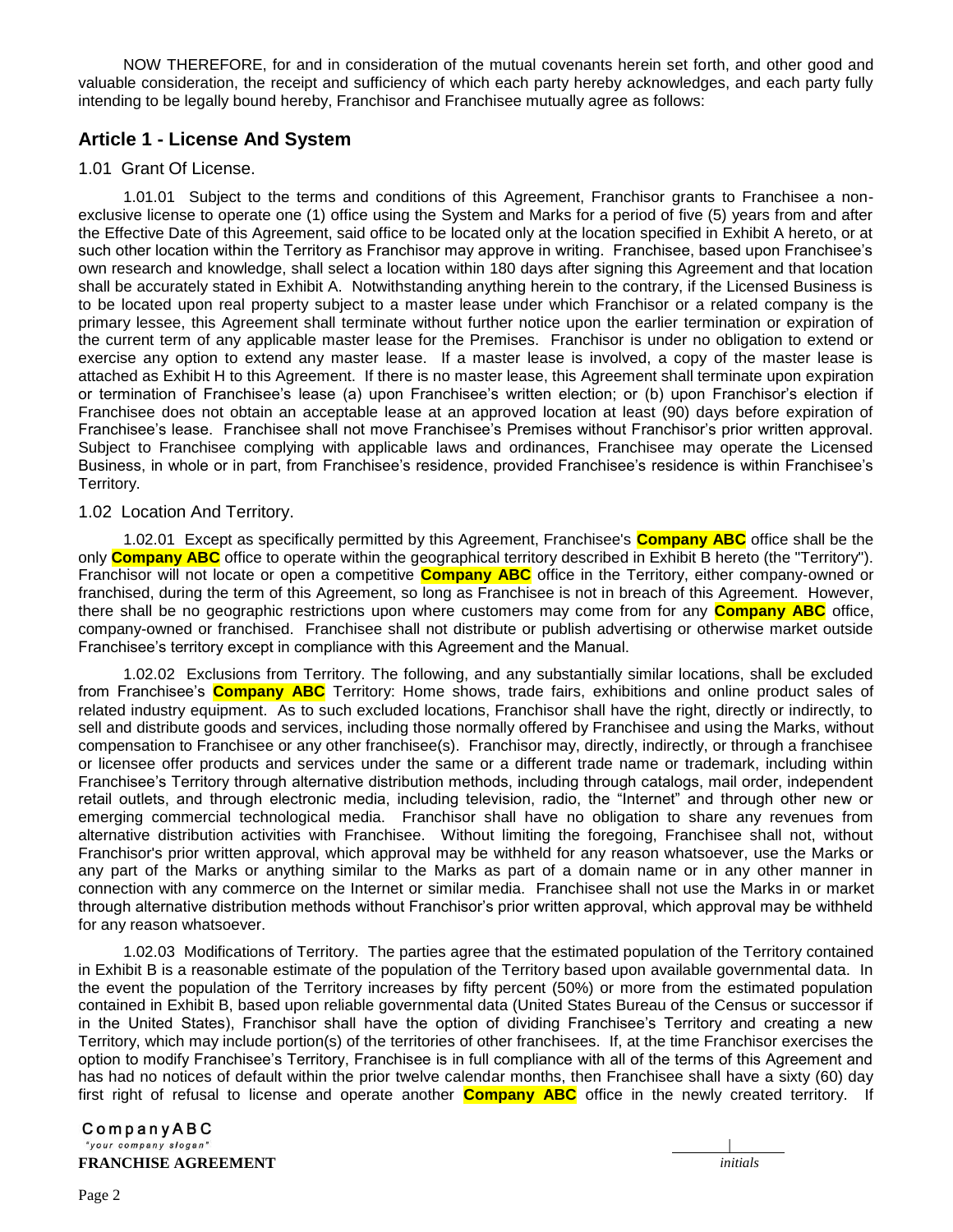NOW THEREFORE, for and in consideration of the mutual covenants herein set forth, and other good and valuable consideration, the receipt and sufficiency of which each party hereby acknowledges, and each party fully intending to be legally bound hereby, Franchisor and Franchisee mutually agree as follows:

## Article 1 - License And System

### 1.01 Grant Of License.

1.01.01 Subject to the terms and conditions of this Agreement, Franchisor grants to Franchisee a non-exclusive license to operate one (1) office using the System and Marks for a period of five (5) years from and after the Effective Date of this Agreement, said office to be located only at the location specified in Exhibit A hereto, or at such other location within the Territory as Franchisor may approve in writing. Franchisee, based upon Franchisee's own research and knowledge, shall select a location within 180 days after signing this Agreement and that location shall be accurately stated in Exhibit A. Notwithstanding anything herein to the contrary, if the Licensed Business is to be located upon real property subject to a master lease under which Franchisor or a related company is the primary lessee, this Agreement shall terminate without further notice upon the earlier termination or expiration of the current term of any applicable master lease for the Premises. Franchisor is under no obligation to extend or exercise any option to extend any master lease. If a master lease is involved, a copy of the master lease is attached as Exhibit H to this Agreement. If there is no master lease, this Agreement shall terminate upon expiration or termination of Franchisee's lease (a) upon Franchisee's written election; or (b) upon Franchisor's election if Franchisee does not obtain an acceptable lease at an approved location at least (90) days before expiration of Franchisee's lease. Franchisee shall not move Franchisee's Premises without Franchisor's prior written approval. Subject to Franchisee complying with applicable laws and ordinances, Franchisee may operate the Licensed Business, in whole or in part, from Franchisee's residence, provided Franchisee's residence is within Franchisee's Territory.

### 1.02 Location And Territory.

1.02.01 Except as specifically permitted by this Agreement, Franchisee's **Company ABC** office shall be the only **Company ABC** office to operate within the geographical territory described in Exhibit B hereto (the "Territory"). Franchisor will not locate or open a competitive **Company ABC** office in the Territory, either company-owned or franchised, during the term of this Agreement, so long as Franchisee is not in breach of this Agreement. However, there shall be no geographic restrictions upon where customers may come from for any **Company ABC** office, company-owned or franchised. Franchisee shall not distribute or publish advertising or otherwise market outside Franchisee's territory except in compliance with this Agreement and the Manual.

1.02.02 Exclusions from Territory. The following, and any substantially similar locations, shall be excluded from Franchisee's **Company ABC** Territory: Home shows, trade fairs, exhibitions and online product sales of related industry equipment. As to such excluded locations, Franchisor shall have the right, directly or indirectly, to sell and distribute goods and services, including those normally offered by Franchisee and using the Marks, without compensation to Franchisee or any other franchisee(s). Franchisor may, directly, indirectly, or through a franchisee or licensee offer products and services under the same or a different trade name or trademark, including within Franchisee's Territory through alternative distribution methods, including through catalogs, mail order, independent retail outlets, and through electronic media, including television, radio, the "Internet" and through other new or emerging commercial technological media. Franchisor shall have no obligation to share any revenues from alternative distribution activities with Franchisee. Without limiting the foregoing, Franchisee shall not, without Franchisor's prior written approval, which approval may be withheld for any reason whatsoever, use the Marks or any part of the Marks or anything similar to the Marks as part of a domain name or in any other manner in connection with any commerce on the Internet or similar media. Franchisee shall not use the Marks in or market through alternative distribution methods without Franchisor's prior written approval, which approval may be withheld for any reason whatsoever.

1.02.03 Modifications of Territory. The parties agree that the estimated population of the Territory contained in Exhibit B is a reasonable estimate of the population of the Territory based upon available governmental data. In the event the population of the Territory increases by fifty percent (50%) or more from the estimated population contained in Exhibit B, based upon reliable governmental data (United States Bureau of the Census or successor if in the United States), Franchisor shall have the option of dividing Franchisee's Territory and creating a new Territory, which may include portion(s) of the territories of other franchisees. If, at the time Franchisor exercises the option to modify Franchisee's Territory, Franchisee is in full compliance with all of the terms of this Agreement and has had no notices of default within the prior twelve calendar months, then Franchisee shall have a sixty (60) day first right of refusal to license and operate another **Company ABC** office in the newly created territory. If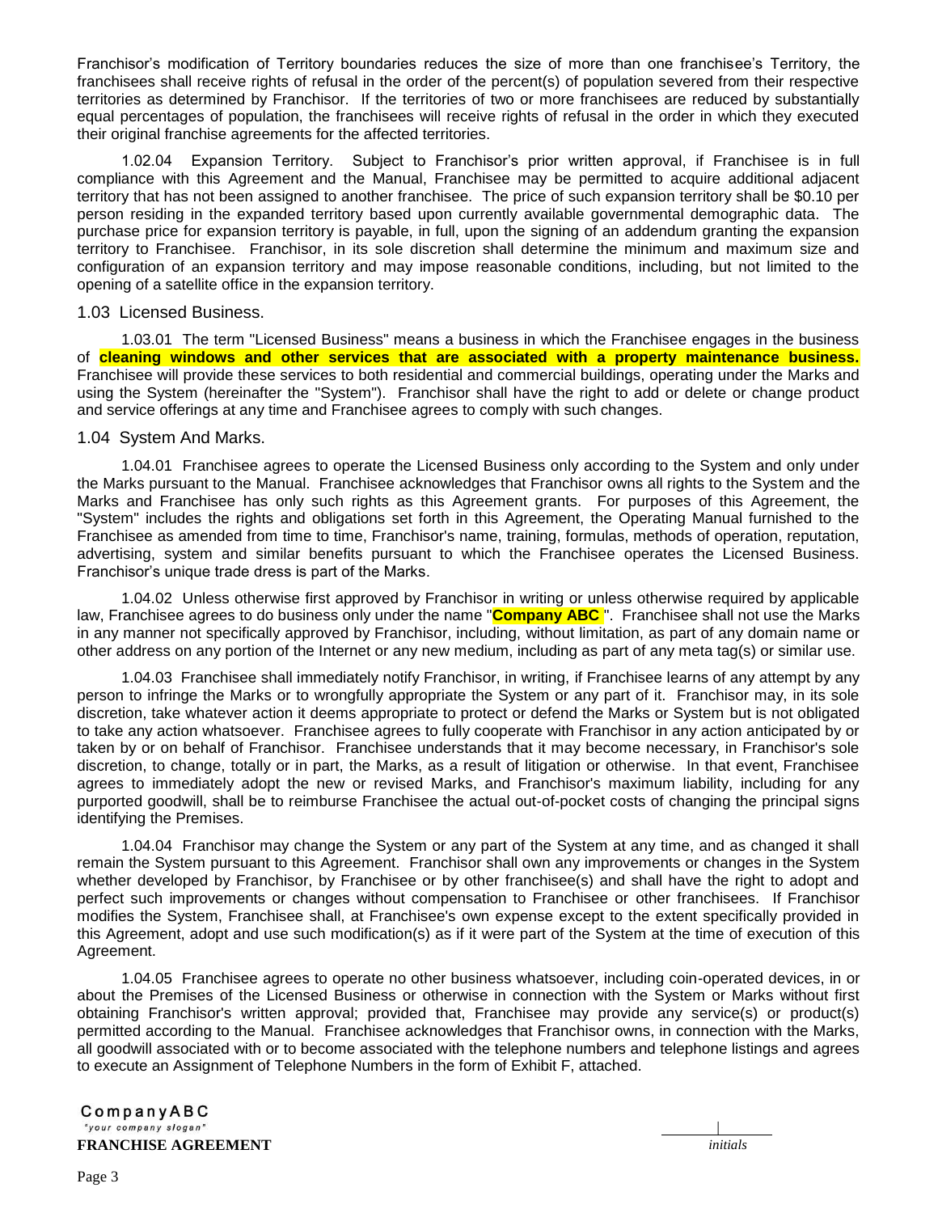Franchisor's modification of Territory boundaries reduces the size of more than one franchisee's Territory, the franchisees shall receive rights of refusal in the order of the percent(s) of population severed from their respective territories as determined by Franchisor. If the territories of two or more franchisees are reduced by substantially equal percentages of population, the franchisees will receive rights of refusal in the order in which they executed their original franchise agreements for the affected territories.

1.02.04 Expansion Territory. Subject to Franchisor's prior written approval, if Franchisee is in full compliance with this Agreement and the Manual, Franchisee may be permitted to acquire additional adjacent territory that has not been assigned to another franchisee. The price of such expansion territory shall be $0.10 per person residing in the expanded territory based upon currently available governmental demographic data. The purchase price for expansion territory is payable, in full, upon the signing of an addendum granting the expansion territory to Franchisee. Franchisor, in its sole discretion shall determine the minimum and maximum size and configuration of an expansion territory and may impose reasonable conditions, including, but not limited to the opening of a satellite office in the expansion territory.

## 1.03 Licensed Business.

1.03.01 The term "Licensed Business" means a business in which the Franchisee engages in the business of **cleaning windows and other services that are associated with a property maintenance business.** Franchisee will provide these services to both residential and commercial buildings, operating under the Marks and using the System (hereinafter the "System"). Franchisor shall have the right to add or delete or change product and service offerings at any time and Franchisee agrees to comply with such changes.

## 1.04 System And Marks.

1.04.01 Franchisee agrees to operate the Licensed Business only according to the System and only under the Marks pursuant to the Manual. Franchisee acknowledges that Franchisor owns all rights to the System and the Marks and Franchisee has only such rights as this Agreement grants. For purposes of this Agreement, the "System" includes the rights and obligations set forth in this Agreement, the Operating Manual furnished to the Franchisee as amended from time to time, Franchisor's name, training, formulas, methods of operation, reputation, advertising, system and similar benefits pursuant to which the Franchisee operates the Licensed Business. Franchisor's unique trade dress is part of the Marks.

1.04.02 Unless otherwise first approved by Franchisor in writing or unless otherwise required by applicable law, Franchisee agrees to do business only under the name "**Company ABC** ". Franchisee shall not use the Marks in any manner not specifically approved by Franchisor, including, without limitation, as part of any domain name or other address on any portion of the Internet or any new medium, including as part of any meta tag(s) or similar use.

1.04.03 Franchisee shall immediately notify Franchisor, in writing, if Franchisee learns of any attempt by any person to infringe the Marks or to wrongfully appropriate the System or any part of it. Franchisor may, in its sole discretion, take whatever action it deems appropriate to protect or defend the Marks or System but is not obligated to take any action whatsoever. Franchisee agrees to fully cooperate with Franchisor in any action anticipated by or taken by or on behalf of Franchisor. Franchisee understands that it may become necessary, in Franchisor's sole discretion, to change, totally or in part, the Marks, as a result of litigation or otherwise. In that event, Franchisee agrees to immediately adopt the new or revised Marks, and Franchisor's maximum liability, including for any purported goodwill, shall be to reimburse Franchisee the actual out-of-pocket costs of changing the principal signs identifying the Premises.

1.04.04 Franchisor may change the System or any part of the System at any time, and as changed it shall remain the System pursuant to this Agreement. Franchisor shall own any improvements or changes in the System whether developed by Franchisor, by Franchisee or by other franchisee(s) and shall have the right to adopt and perfect such improvements or changes without compensation to Franchisee or other franchisees. If Franchisor modifies the System, Franchisee shall, at Franchisee's own expense except to the extent specifically provided in this Agreement, adopt and use such modification(s) as if it were part of the System at the time of execution of this Agreement.

1.04.05 Franchisee agrees to operate no other business whatsoever, including coin-operated devices, in or about the Premises of the Licensed Business or otherwise in connection with the System or Marks without first obtaining Franchisor's written approval; provided that, Franchisee may provide any service(s) or product(s) permitted according to the Manual. Franchisee acknowledges that Franchisor owns, in connection with the Marks, all goodwill associated with or to become associated with the telephone numbers and telephone listings and agrees to execute an Assignment of Telephone Numbers in the form of Exhibit F, attached.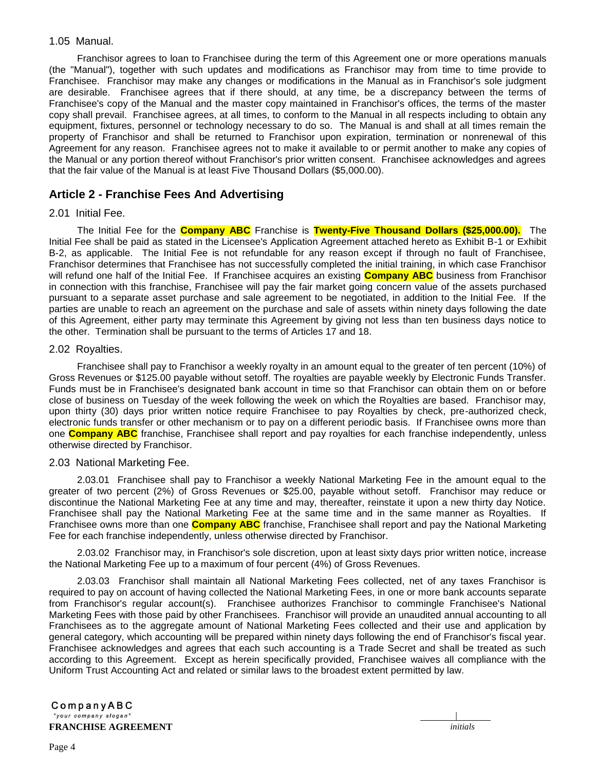1.05 Manual.

Franchisor agrees to loan to Franchisee during the term of this Agreement one or more operations manuals (the "Manual"), together with such updates and modifications as Franchisor may from time to time provide to Franchisee. Franchisor may make any changes or modifications in the Manual as in Franchisor's sole judgment are desirable. Franchisee agrees that if there should, at any time, be a discrepancy between the terms of Franchisee's copy of the Manual and the master copy maintained in Franchisor's offices, the terms of the master copy shall prevail. Franchisee agrees, at all times, to conform to the Manual in all respects including to obtain any equipment, fixtures, personnel or technology necessary to do so. The Manual is and shall at all times remain the property of Franchisor and shall be returned to Franchisor upon expiration, termination or nonrenewal of this Agreement for any reason. Franchisee agrees not to make it available to or permit another to make any copies of the Manual or any portion thereof without Franchisor's prior written consent. Franchisee acknowledges and agrees that the fair value of the Manual is at least Five Thousand Dollars ($5,000.00).

## Article 2 - Franchise Fees And Advertising

2.01 Initial Fee.

The Initial Fee for the **Company ABC** Franchise is **Twenty-Five Thousand Dollars ($25,000.00).** The Initial Fee shall be paid as stated in the Licensee's Application Agreement attached hereto as Exhibit B-1 or Exhibit B-2, as applicable. The Initial Fee is not refundable for any reason except if through no fault of Franchisee, Franchisor determines that Franchisee has not successfully completed the initial training, in which case Franchisor will refund one half of the Initial Fee. If Franchisee acquires an existing **Company ABC** business from Franchisor in connection with this franchise, Franchisee will pay the fair market going concern value of the assets purchased pursuant to a separate asset purchase and sale agreement to be negotiated, in addition to the Initial Fee. If the parties are unable to reach an agreement on the purchase and sale of assets within ninety days following the date of this Agreement, either party may terminate this Agreement by giving not less than ten business days notice to the other. Termination shall be pursuant to the terms of Articles 17 and 18.

2.02 Royalties.

Franchisee shall pay to Franchisor a weekly royalty in an amount equal to the greater of ten percent (10%) of Gross Revenues or $125.00 payable without setoff. The royalties are payable weekly by Electronic Funds Transfer. Funds must be in Franchisee's designated bank account in time so that Franchisor can obtain them on or before close of business on Tuesday of the week following the week on which the Royalties are based. Franchisor may, upon thirty (30) days prior written notice require Franchisee to pay Royalties by check, pre-authorized check, electronic funds transfer or other mechanism or to pay on a different periodic basis. If Franchisee owns more than one **Company ABC** franchise, Franchisee shall report and pay royalties for each franchise independently, unless otherwise directed by Franchisor.

2.03 National Marketing Fee.

2.03.01 Franchisee shall pay to Franchisor a weekly National Marketing Fee in the amount equal to the greater of two percent (2%) of Gross Revenues or $25.00, payable without setoff. Franchisor may reduce or discontinue the National Marketing Fee at any time and may, thereafter, reinstate it upon a new thirty day Notice. Franchisee shall pay the National Marketing Fee at the same time and in the same manner as Royalties. If Franchisee owns more than one **Company ABC** franchise, Franchisee shall report and pay the National Marketing Fee for each franchise independently, unless otherwise directed by Franchisor.

2.03.02 Franchisor may, in Franchisor's sole discretion, upon at least sixty days prior written notice, increase the National Marketing Fee up to a maximum of four percent (4%) of Gross Revenues.

2.03.03 Franchisor shall maintain all National Marketing Fees collected, net of any taxes Franchisor is required to pay on account of having collected the National Marketing Fees, in one or more bank accounts separate from Franchisor's regular account(s). Franchisee authorizes Franchisor to commingle Franchisee's National Marketing Fees with those paid by other Franchisees. Franchisor will provide an unaudited annual accounting to all Franchisees as to the aggregate amount of National Marketing Fees collected and their use and application by general category, which accounting will be prepared within ninety days following the end of Franchisor's fiscal year. Franchisee acknowledges and agrees that each such accounting is a Trade Secret and shall be treated as such according to this Agreement. Except as herein specifically provided, Franchisee waives all compliance with the Uniform Trust Accounting Act and related or similar laws to the broadest extent permitted by law.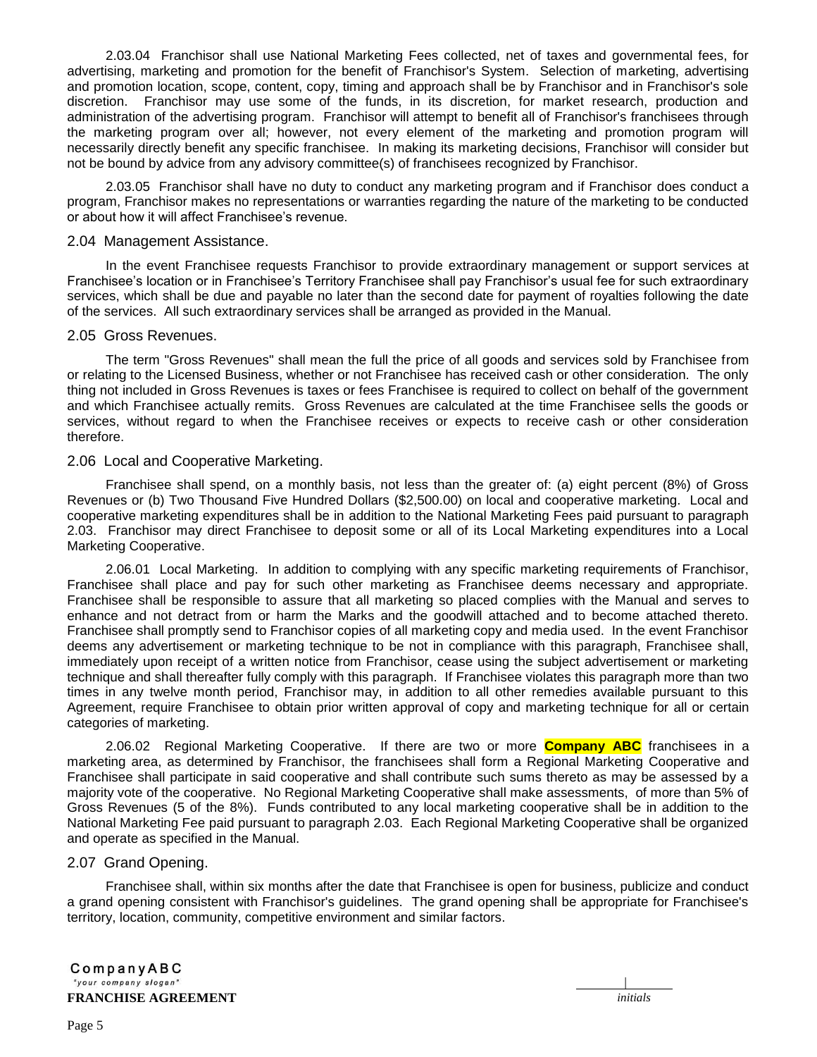2.03.04 Franchisor shall use National Marketing Fees collected, net of taxes and governmental fees, for advertising, marketing and promotion for the benefit of Franchisor's System. Selection of marketing, advertising and promotion location, scope, content, copy, timing and approach shall be by Franchisor and in Franchisor's sole discretion. Franchisor may use some of the funds, in its discretion, for market research, production and administration of the advertising program. Franchisor will attempt to benefit all of Franchisor's franchisees through the marketing program over all; however, not every element of the marketing and promotion program will necessarily directly benefit any specific franchisee. In making its marketing decisions, Franchisor will consider but not be bound by advice from any advisory committee(s) of franchisees recognized by Franchisor.

2.03.05 Franchisor shall have no duty to conduct any marketing program and if Franchisor does conduct a program, Franchisor makes no representations or warranties regarding the nature of the marketing to be conducted or about how it will affect Franchisee's revenue.

## 2.04 Management Assistance.

In the event Franchisee requests Franchisor to provide extraordinary management or support services at Franchisee's location or in Franchisee's Territory Franchisee shall pay Franchisor's usual fee for such extraordinary services, which shall be due and payable no later than the second date for payment of royalties following the date of the services. All such extraordinary services shall be arranged as provided in the Manual.

## 2.05 Gross Revenues.

The term "Gross Revenues" shall mean the full the price of all goods and services sold by Franchisee from or relating to the Licensed Business, whether or not Franchisee has received cash or other consideration. The only thing not included in Gross Revenues is taxes or fees Franchisee is required to collect on behalf of the government and which Franchisee actually remits. Gross Revenues are calculated at the time Franchisee sells the goods or services, without regard to when the Franchisee receives or expects to receive cash or other consideration therefore.

## 2.06 Local and Cooperative Marketing.

Franchisee shall spend, on a monthly basis, not less than the greater of: (a) eight percent (8%) of Gross Revenues or (b) Two Thousand Five Hundred Dollars ($2,500.00) on local and cooperative marketing. Local and cooperative marketing expenditures shall be in addition to the National Marketing Fees paid pursuant to paragraph 2.03. Franchisor may direct Franchisee to deposit some or all of its Local Marketing expenditures into a Local Marketing Cooperative.

2.06.01 Local Marketing. In addition to complying with any specific marketing requirements of Franchisor, Franchisee shall place and pay for such other marketing as Franchisee deems necessary and appropriate. Franchisee shall be responsible to assure that all marketing so placed complies with the Manual and serves to enhance and not detract from or harm the Marks and the goodwill attached and to become attached thereto. Franchisee shall promptly send to Franchisor copies of all marketing copy and media used. In the event Franchisor deems any advertisement or marketing technique to be not in compliance with this paragraph, Franchisee shall, immediately upon receipt of a written notice from Franchisor, cease using the subject advertisement or marketing technique and shall thereafter fully comply with this paragraph. If Franchisee violates this paragraph more than two times in any twelve month period, Franchisor may, in addition to all other remedies available pursuant to this Agreement, require Franchisee to obtain prior written approval of copy and marketing technique for all or certain categories of marketing.

2.06.02 Regional Marketing Cooperative. If there are two or more **Company ABC** franchisees in a marketing area, as determined by Franchisor, the franchisees shall form a Regional Marketing Cooperative and Franchisee shall participate in said cooperative and shall contribute such sums thereto as may be assessed by a majority vote of the cooperative. No Regional Marketing Cooperative shall make assessments, of more than 5% of Gross Revenues (5 of the 8%). Funds contributed to any local marketing cooperative shall be in addition to the National Marketing Fee paid pursuant to paragraph 2.03. Each Regional Marketing Cooperative shall be organized and operate as specified in the Manual.

## 2.07 Grand Opening.

Franchisee shall, within six months after the date that Franchisee is open for business, publicize and conduct a grand opening consistent with Franchisor's guidelines. The grand opening shall be appropriate for Franchisee's territory, location, community, competitive environment and similar factors.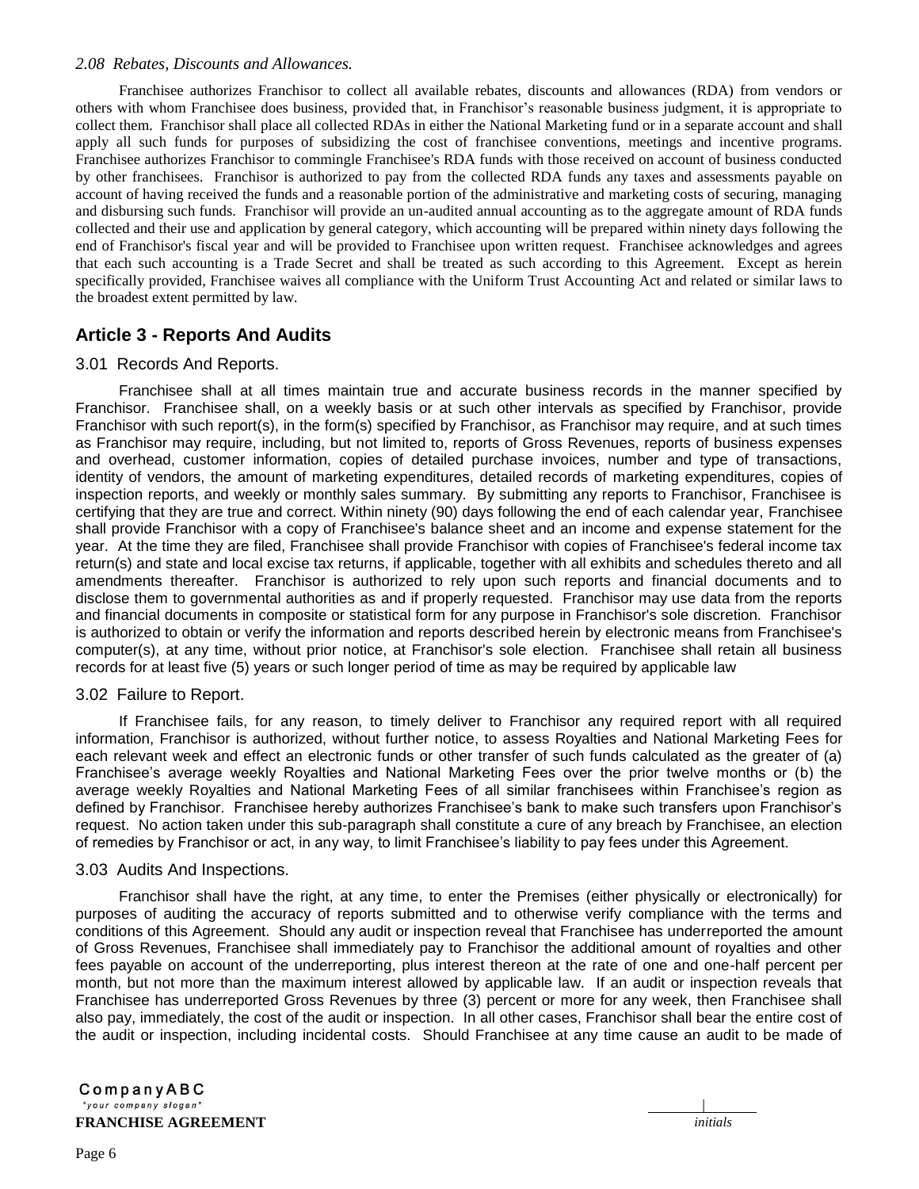*2.08 Rebates, Discounts and Allowances.*

Franchisee authorizes Franchisor to collect all available rebates, discounts and allowances (RDA) from vendors or others with whom Franchisee does business, provided that, in Franchisor's reasonable business judgment, it is appropriate to collect them. Franchisor shall place all collected RDAs in either the National Marketing fund or in a separate account and shall apply all such funds for purposes of subsidizing the cost of franchisee conventions, meetings and incentive programs. Franchisee authorizes Franchisor to commingle Franchisee's RDA funds with those received on account of business conducted by other franchisees. Franchisor is authorized to pay from the collected RDA funds any taxes and assessments payable on account of having received the funds and a reasonable portion of the administrative and marketing costs of securing, managing and disbursing such funds. Franchisor will provide an un-audited annual accounting as to the aggregate amount of RDA funds collected and their use and application by general category, which accounting will be prepared within ninety days following the end of Franchisor's fiscal year and will be provided to Franchisee upon written request. Franchisee acknowledges and agrees that each such accounting is a Trade Secret and shall be treated as such according to this Agreement. Except as herein specifically provided, Franchisee waives all compliance with the Uniform Trust Accounting Act and related or similar laws to the broadest extent permitted by law.

## Article 3 - Reports And Audits

### 3.01 Records And Reports.

Franchisee shall at all times maintain true and accurate business records in the manner specified by Franchisor. Franchisee shall, on a weekly basis or at such other intervals as specified by Franchisor, provide Franchisor with such report(s), in the form(s) specified by Franchisor, as Franchisor may require, and at such times as Franchisor may require, including, but not limited to, reports of Gross Revenues, reports of business expenses and overhead, customer information, copies of detailed purchase invoices, number and type of transactions, identity of vendors, the amount of marketing expenditures, detailed records of marketing expenditures, copies of inspection reports, and weekly or monthly sales summary. By submitting any reports to Franchisor, Franchisee is certifying that they are true and correct. Within ninety (90) days following the end of each calendar year, Franchisee shall provide Franchisor with a copy of Franchisee's balance sheet and an income and expense statement for the year. At the time they are filed, Franchisee shall provide Franchisor with copies of Franchisee's federal income tax return(s) and state and local excise tax returns, if applicable, together with all exhibits and schedules thereto and all amendments thereafter. Franchisor is authorized to rely upon such reports and financial documents and to disclose them to governmental authorities as and if properly requested. Franchisor may use data from the reports and financial documents in composite or statistical form for any purpose in Franchisor's sole discretion. Franchisor is authorized to obtain or verify the information and reports described herein by electronic means from Franchisee's computer(s), at any time, without prior notice, at Franchisor's sole election. Franchisee shall retain all business records for at least five (5) years or such longer period of time as may be required by applicable law

### 3.02 Failure to Report.

If Franchisee fails, for any reason, to timely deliver to Franchisor any required report with all required information, Franchisor is authorized, without further notice, to assess Royalties and National Marketing Fees for each relevant week and effect an electronic funds or other transfer of such funds calculated as the greater of (a) Franchisee's average weekly Royalties and National Marketing Fees over the prior twelve months or (b) the average weekly Royalties and National Marketing Fees of all similar franchisees within Franchisee's region as defined by Franchisor. Franchisee hereby authorizes Franchisee's bank to make such transfers upon Franchisor's request. No action taken under this sub-paragraph shall constitute a cure of any breach by Franchisee, an election of remedies by Franchisor or act, in any way, to limit Franchisee's liability to pay fees under this Agreement.

### 3.03 Audits And Inspections.

Franchisor shall have the right, at any time, to enter the Premises (either physically or electronically) for purposes of auditing the accuracy of reports submitted and to otherwise verify compliance with the terms and conditions of this Agreement. Should any audit or inspection reveal that Franchisee has underreported the amount of Gross Revenues, Franchisee shall immediately pay to Franchisor the additional amount of royalties and other fees payable on account of the underreporting, plus interest thereon at the rate of one and one-half percent per month, but not more than the maximum interest allowed by applicable law. If an audit or inspection reveals that Franchisee has underreported Gross Revenues by three (3) percent or more for any week, then Franchisee shall also pay, immediately, the cost of the audit or inspection. In all other cases, Franchisor shall bear the entire cost of the audit or inspection, including incidental costs. Should Franchisee at any time cause an audit to be made of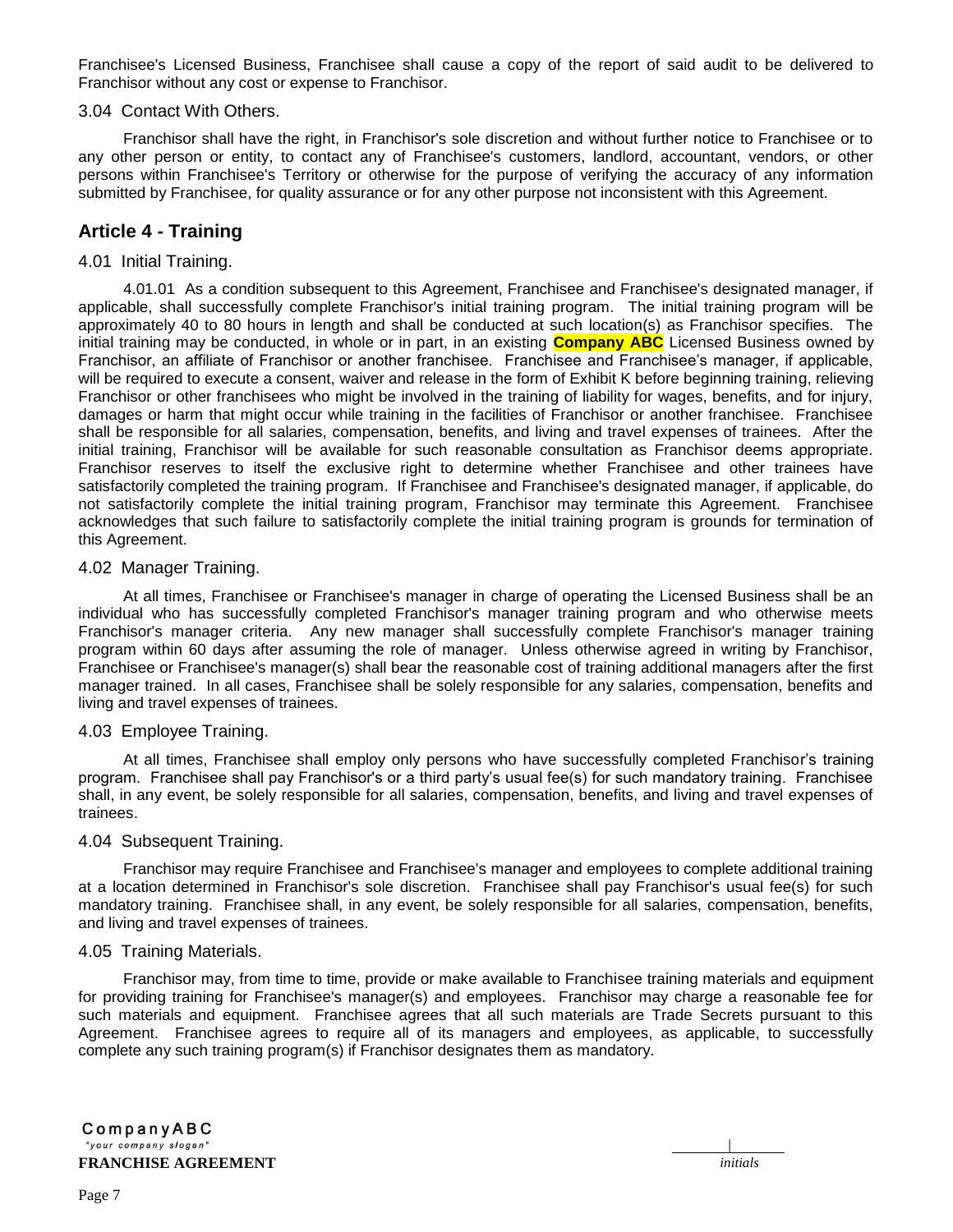Franchisee's Licensed Business, Franchisee shall cause a copy of the report of said audit to be delivered to Franchisor without any cost or expense to Franchisor.

### 3.04 Contact With Others.

Franchisor shall have the right, in Franchisor's sole discretion and without further notice to Franchisee or to any other person or entity, to contact any of Franchisee's customers, landlord, accountant, vendors, or other persons within Franchisee's Territory or otherwise for the purpose of verifying the accuracy of any information submitted by Franchisee, for quality assurance or for any other purpose not inconsistent with this Agreement.

## Article 4 - Training

### 4.01 Initial Training.

4.01.01 As a condition subsequent to this Agreement, Franchisee and Franchisee's designated manager, if applicable, shall successfully complete Franchisor's initial training program. The initial training program will be approximately 40 to 80 hours in length and shall be conducted at such location(s) as Franchisor specifies. The initial training may be conducted, in whole or in part, in an existing **Company ABC** Licensed Business owned by Franchisor, an affiliate of Franchisor or another franchisee. Franchisee and Franchisee's manager, if applicable, will be required to execute a consent, waiver and release in the form of Exhibit K before beginning training, relieving Franchisor or other franchisees who might be involved in the training of liability for wages, benefits, and for injury, damages or harm that might occur while training in the facilities of Franchisor or another franchisee. Franchisee shall be responsible for all salaries, compensation, benefits, and living and travel expenses of trainees. After the initial training, Franchisor will be available for such reasonable consultation as Franchisor deems appropriate. Franchisor reserves to itself the exclusive right to determine whether Franchisee and other trainees have satisfactorily completed the training program. If Franchisee and Franchisee's designated manager, if applicable, do not satisfactorily complete the initial training program, Franchisor may terminate this Agreement. Franchisee acknowledges that such failure to satisfactorily complete the initial training program is grounds for termination of this Agreement.

### 4.02 Manager Training.

At all times, Franchisee or Franchisee's manager in charge of operating the Licensed Business shall be an individual who has successfully completed Franchisor's manager training program and who otherwise meets Franchisor's manager criteria. Any new manager shall successfully complete Franchisor's manager training program within 60 days after assuming the role of manager. Unless otherwise agreed in writing by Franchisor, Franchisee or Franchisee's manager(s) shall bear the reasonable cost of training additional managers after the first manager trained. In all cases, Franchisee shall be solely responsible for any salaries, compensation, benefits and living and travel expenses of trainees.

### 4.03 Employee Training.

At all times, Franchisee shall employ only persons who have successfully completed Franchisor's training program. Franchisee shall pay Franchisor's or a third party's usual fee(s) for such mandatory training. Franchisee shall, in any event, be solely responsible for all salaries, compensation, benefits, and living and travel expenses of trainees.

### 4.04 Subsequent Training.

Franchisor may require Franchisee and Franchisee's manager and employees to complete additional training at a location determined in Franchisor's sole discretion. Franchisee shall pay Franchisor's usual fee(s) for such mandatory training. Franchisee shall, in any event, be solely responsible for all salaries, compensation, benefits, and living and travel expenses of trainees.

### 4.05 Training Materials.

Franchisor may, from time to time, provide or make available to Franchisee training materials and equipment for providing training for Franchisee's manager(s) and employees. Franchisor may charge a reasonable fee for such materials and equipment. Franchisee agrees that all such materials are Trade Secrets pursuant to this Agreement. Franchisee agrees to require all of its managers and employees, as applicable, to successfully complete any such training program(s) if Franchisor designates them as mandatory.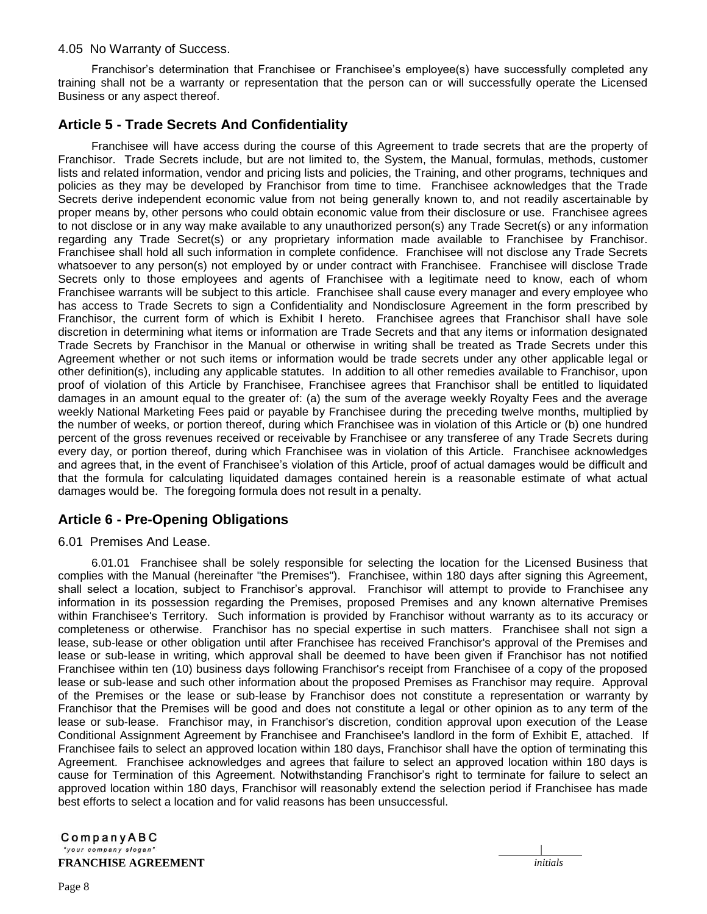4.05 No Warranty of Success.

Franchisor's determination that Franchisee or Franchisee's employee(s) have successfully completed any training shall not be a warranty or representation that the person can or will successfully operate the Licensed Business or any aspect thereof.

## Article 5 - Trade Secrets And Confidentiality

Franchisee will have access during the course of this Agreement to trade secrets that are the property of Franchisor. Trade Secrets include, but are not limited to, the System, the Manual, formulas, methods, customer lists and related information, vendor and pricing lists and policies, the Training, and other programs, techniques and policies as they may be developed by Franchisor from time to time. Franchisee acknowledges that the Trade Secrets derive independent economic value from not being generally known to, and not readily ascertainable by proper means by, other persons who could obtain economic value from their disclosure or use. Franchisee agrees to not disclose or in any way make available to any unauthorized person(s) any Trade Secret(s) or any information regarding any Trade Secret(s) or any proprietary information made available to Franchisee by Franchisor. Franchisee shall hold all such information in complete confidence. Franchisee will not disclose any Trade Secrets whatsoever to any person(s) not employed by or under contract with Franchisee. Franchisee will disclose Trade Secrets only to those employees and agents of Franchisee with a legitimate need to know, each of whom Franchisee warrants will be subject to this article. Franchisee shall cause every manager and every employee who has access to Trade Secrets to sign a Confidentiality and Nondisclosure Agreement in the form prescribed by Franchisor, the current form of which is Exhibit I hereto. Franchisee agrees that Franchisor shall have sole discretion in determining what items or information are Trade Secrets and that any items or information designated Trade Secrets by Franchisor in the Manual or otherwise in writing shall be treated as Trade Secrets under this Agreement whether or not such items or information would be trade secrets under any other applicable legal or other definition(s), including any applicable statutes. In addition to all other remedies available to Franchisor, upon proof of violation of this Article by Franchisee, Franchisee agrees that Franchisor shall be entitled to liquidated damages in an amount equal to the greater of: (a) the sum of the average weekly Royalty Fees and the average weekly National Marketing Fees paid or payable by Franchisee during the preceding twelve months, multiplied by the number of weeks, or portion thereof, during which Franchisee was in violation of this Article or (b) one hundred percent of the gross revenues received or receivable by Franchisee or any transferee of any Trade Secrets during every day, or portion thereof, during which Franchisee was in violation of this Article. Franchisee acknowledges and agrees that, in the event of Franchisee's violation of this Article, proof of actual damages would be difficult and that the formula for calculating liquidated damages contained herein is a reasonable estimate of what actual damages would be. The foregoing formula does not result in a penalty.

## Article 6 - Pre-Opening Obligations

6.01 Premises And Lease.

6.01.01 Franchisee shall be solely responsible for selecting the location for the Licensed Business that complies with the Manual (hereinafter "the Premises"). Franchisee, within 180 days after signing this Agreement, shall select a location, subject to Franchisor's approval. Franchisor will attempt to provide to Franchisee any information in its possession regarding the Premises, proposed Premises and any known alternative Premises within Franchisee's Territory. Such information is provided by Franchisor without warranty as to its accuracy or completeness or otherwise. Franchisor has no special expertise in such matters. Franchisee shall not sign a lease, sub-lease or other obligation until after Franchisee has received Franchisor's approval of the Premises and lease or sub-lease in writing, which approval shall be deemed to have been given if Franchisor has not notified Franchisee within ten (10) business days following Franchisor's receipt from Franchisee of a copy of the proposed lease or sub-lease and such other information about the proposed Premises as Franchisor may require. Approval of the Premises or the lease or sub-lease by Franchisor does not constitute a representation or warranty by Franchisor that the Premises will be good and does not constitute a legal or other opinion as to any term of the lease or sub-lease. Franchisor may, in Franchisor's discretion, condition approval upon execution of the Lease Conditional Assignment Agreement by Franchisee and Franchisee's landlord in the form of Exhibit E, attached. If Franchisee fails to select an approved location within 180 days, Franchisor shall have the option of terminating this Agreement. Franchisee acknowledges and agrees that failure to select an approved location within 180 days is cause for Termination of this Agreement. Notwithstanding Franchisor's right to terminate for failure to select an approved location within 180 days, Franchisor will reasonably extend the selection period if Franchisee has made best efforts to select a location and for valid reasons has been unsuccessful.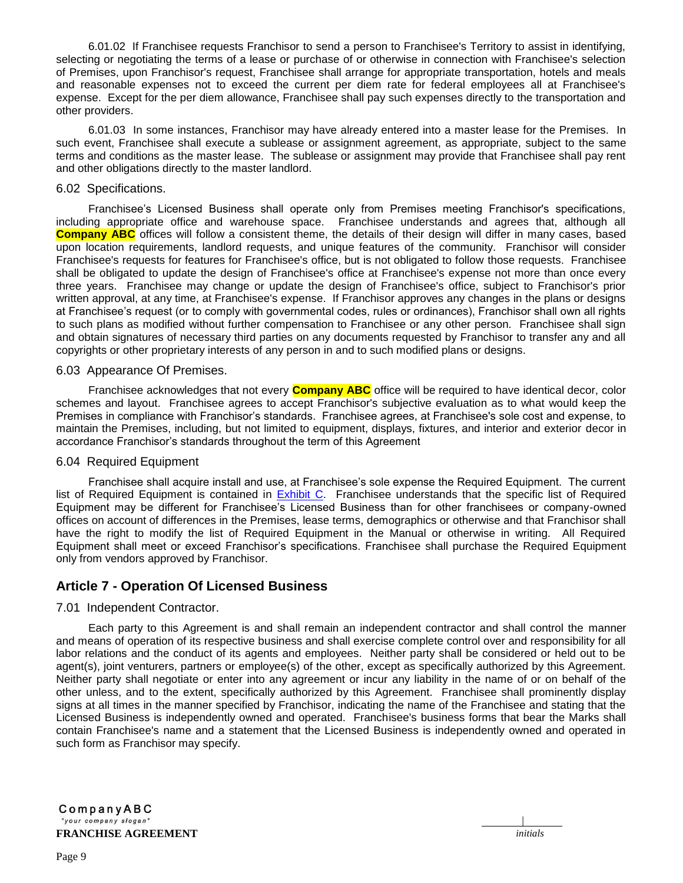6.01.02 If Franchisee requests Franchisor to send a person to Franchisee's Territory to assist in identifying, selecting or negotiating the terms of a lease or purchase of or otherwise in connection with Franchisee's selection of Premises, upon Franchisor's request, Franchisee shall arrange for appropriate transportation, hotels and meals and reasonable expenses not to exceed the current per diem rate for federal employees all at Franchisee's expense. Except for the per diem allowance, Franchisee shall pay such expenses directly to the transportation and other providers.

6.01.03 In some instances, Franchisor may have already entered into a master lease for the Premises. In such event, Franchisee shall execute a sublease or assignment agreement, as appropriate, subject to the same terms and conditions as the master lease. The sublease or assignment may provide that Franchisee shall pay rent and other obligations directly to the master landlord.

### 6.02 Specifications.

Franchisee's Licensed Business shall operate only from Premises meeting Franchisor's specifications, including appropriate office and warehouse space. Franchisee understands and agrees that, although all **Company ABC** offices will follow a consistent theme, the details of their design will differ in many cases, based upon location requirements, landlord requests, and unique features of the community. Franchisor will consider Franchisee's requests for features for Franchisee's office, but is not obligated to follow those requests. Franchisee shall be obligated to update the design of Franchisee's office at Franchisee's expense not more than once every three years. Franchisee may change or update the design of Franchisee's office, subject to Franchisor's prior written approval, at any time, at Franchisee's expense. If Franchisor approves any changes in the plans or designs at Franchisee's request (or to comply with governmental codes, rules or ordinances), Franchisor shall own all rights to such plans as modified without further compensation to Franchisee or any other person. Franchisee shall sign and obtain signatures of necessary third parties on any documents requested by Franchisor to transfer any and all copyrights or other proprietary interests of any person in and to such modified plans or designs.

### 6.03 Appearance Of Premises.

Franchisee acknowledges that not every **Company ABC** office will be required to have identical decor, color schemes and layout. Franchisee agrees to accept Franchisor's subjective evaluation as to what would keep the Premises in compliance with Franchisor's standards. Franchisee agrees, at Franchisee's sole cost and expense, to maintain the Premises, including, but not limited to equipment, displays, fixtures, and interior and exterior decor in accordance Franchisor's standards throughout the term of this Agreement

### 6.04 Required Equipment

Franchisee shall acquire install and use, at Franchisee's sole expense the Required Equipment. The current list of Required Equipment is contained in Exhibit C. Franchisee understands that the specific list of Required Equipment may be different for Franchisee's Licensed Business than for other franchisees or company-owned offices on account of differences in the Premises, lease terms, demographics or otherwise and that Franchisor shall have the right to modify the list of Required Equipment in the Manual or otherwise in writing. All Required Equipment shall meet or exceed Franchisor's specifications. Franchisee shall purchase the Required Equipment only from vendors approved by Franchisor.

## Article 7 - Operation Of Licensed Business

### 7.01 Independent Contractor.

Each party to this Agreement is and shall remain an independent contractor and shall control the manner and means of operation of its respective business and shall exercise complete control over and responsibility for all labor relations and the conduct of its agents and employees. Neither party shall be considered or held out to be agent(s), joint venturers, partners or employee(s) of the other, except as specifically authorized by this Agreement. Neither party shall negotiate or enter into any agreement or incur any liability in the name of or on behalf of the other unless, and to the extent, specifically authorized by this Agreement. Franchisee shall prominently display signs at all times in the manner specified by Franchisor, indicating the name of the Franchisee and stating that the Licensed Business is independently owned and operated. Franchisee's business forms that bear the Marks shall contain Franchisee's name and a statement that the Licensed Business is independently owned and operated in such form as Franchisor may specify.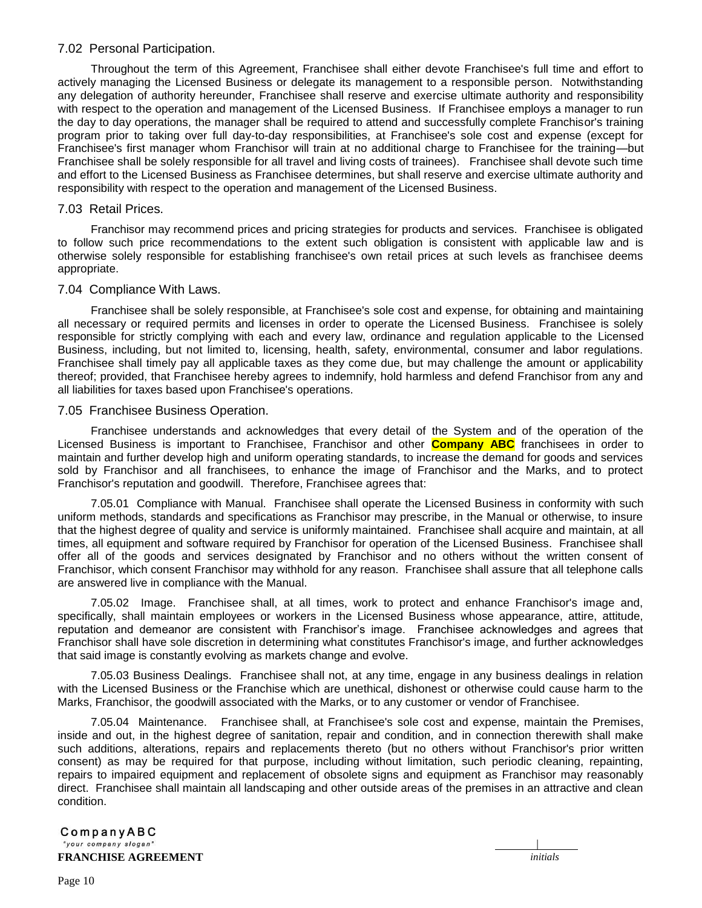### 7.02 Personal Participation.

Throughout the term of this Agreement, Franchisee shall either devote Franchisee's full time and effort to actively managing the Licensed Business or delegate its management to a responsible person. Notwithstanding any delegation of authority hereunder, Franchisee shall reserve and exercise ultimate authority and responsibility with respect to the operation and management of the Licensed Business. If Franchisee employs a manager to run the day to day operations, the manager shall be required to attend and successfully complete Franchisor's training program prior to taking over full day-to-day responsibilities, at Franchisee's sole cost and expense (except for Franchisee's first manager whom Franchisor will train at no additional charge to Franchisee for the training—but Franchisee shall be solely responsible for all travel and living costs of trainees). Franchisee shall devote such time and effort to the Licensed Business as Franchisee determines, but shall reserve and exercise ultimate authority and responsibility with respect to the operation and management of the Licensed Business.

### 7.03 Retail Prices.

Franchisor may recommend prices and pricing strategies for products and services. Franchisee is obligated to follow such price recommendations to the extent such obligation is consistent with applicable law and is otherwise solely responsible for establishing franchisee's own retail prices at such levels as franchisee deems appropriate.

### 7.04 Compliance With Laws.

Franchisee shall be solely responsible, at Franchisee's sole cost and expense, for obtaining and maintaining all necessary or required permits and licenses in order to operate the Licensed Business. Franchisee is solely responsible for strictly complying with each and every law, ordinance and regulation applicable to the Licensed Business, including, but not limited to, licensing, health, safety, environmental, consumer and labor regulations. Franchisee shall timely pay all applicable taxes as they come due, but may challenge the amount or applicability thereof; provided, that Franchisee hereby agrees to indemnify, hold harmless and defend Franchisor from any and all liabilities for taxes based upon Franchisee's operations.

### 7.05 Franchisee Business Operation.

Franchisee understands and acknowledges that every detail of the System and of the operation of the Licensed Business is important to Franchisee, Franchisor and other **Company ABC** franchisees in order to maintain and further develop high and uniform operating standards, to increase the demand for goods and services sold by Franchisor and all franchisees, to enhance the image of Franchisor and the Marks, and to protect Franchisor's reputation and goodwill. Therefore, Franchisee agrees that:

7.05.01 Compliance with Manual. Franchisee shall operate the Licensed Business in conformity with such uniform methods, standards and specifications as Franchisor may prescribe, in the Manual or otherwise, to insure that the highest degree of quality and service is uniformly maintained. Franchisee shall acquire and maintain, at all times, all equipment and software required by Franchisor for operation of the Licensed Business. Franchisee shall offer all of the goods and services designated by Franchisor and no others without the written consent of Franchisor, which consent Franchisor may withhold for any reason. Franchisee shall assure that all telephone calls are answered live in compliance with the Manual.

7.05.02 Image. Franchisee shall, at all times, work to protect and enhance Franchisor's image and, specifically, shall maintain employees or workers in the Licensed Business whose appearance, attire, attitude, reputation and demeanor are consistent with Franchisor's image. Franchisee acknowledges and agrees that Franchisor shall have sole discretion in determining what constitutes Franchisor's image, and further acknowledges that said image is constantly evolving as markets change and evolve.

7.05.03 Business Dealings. Franchisee shall not, at any time, engage in any business dealings in relation with the Licensed Business or the Franchise which are unethical, dishonest or otherwise could cause harm to the Marks, Franchisor, the goodwill associated with the Marks, or to any customer or vendor of Franchisee.

7.05.04 Maintenance. Franchisee shall, at Franchisee's sole cost and expense, maintain the Premises, inside and out, in the highest degree of sanitation, repair and condition, and in connection therewith shall make such additions, alterations, repairs and replacements thereto (but no others without Franchisor's prior written consent) as may be required for that purpose, including without limitation, such periodic cleaning, repainting, repairs to impaired equipment and replacement of obsolete signs and equipment as Franchisor may reasonably direct. Franchisee shall maintain all landscaping and other outside areas of the premises in an attractive and clean condition.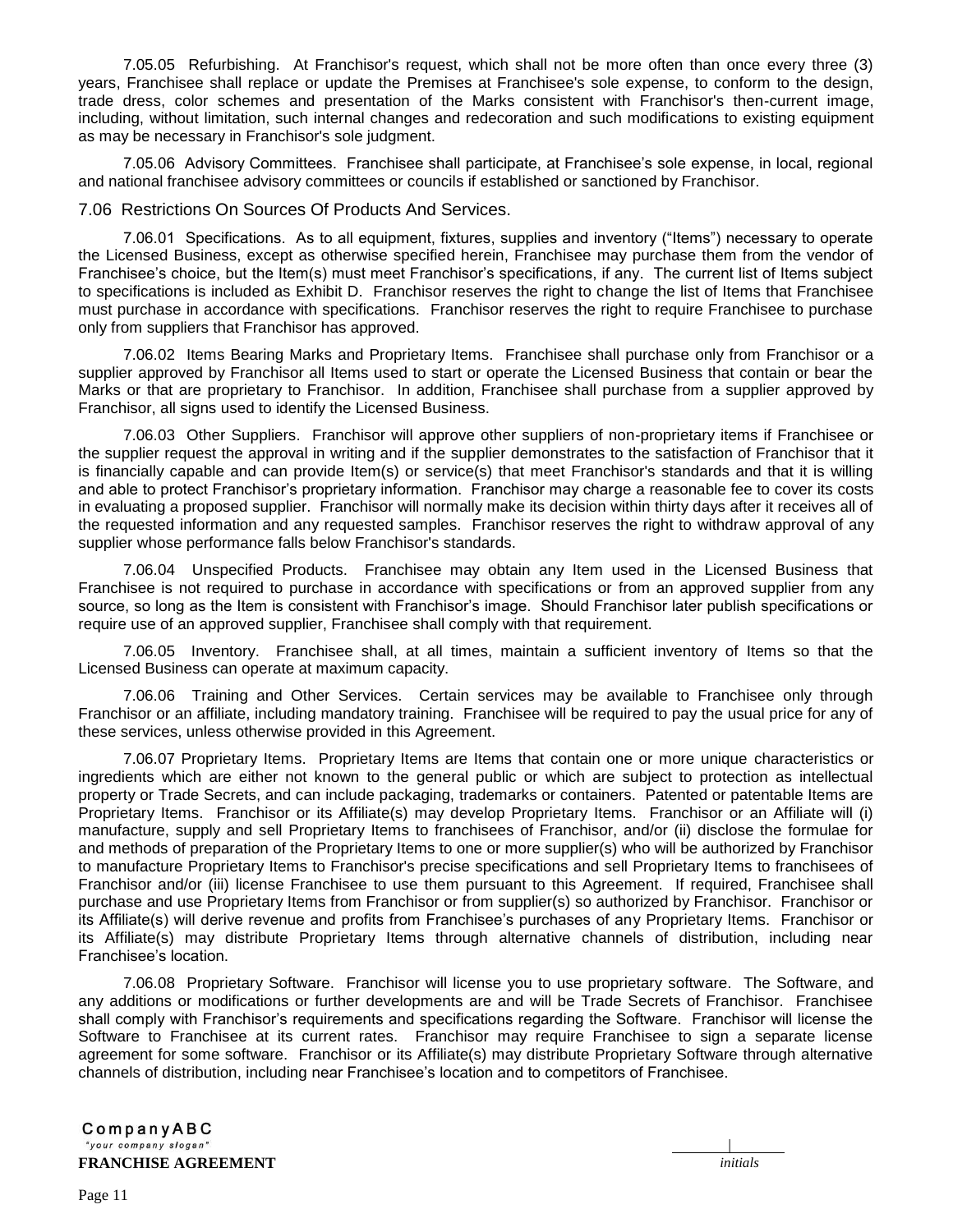7.05.05 Refurbishing. At Franchisor's request, which shall not be more often than once every three (3) years, Franchisee shall replace or update the Premises at Franchisee's sole expense, to conform to the design, trade dress, color schemes and presentation of the Marks consistent with Franchisor's then-current image, including, without limitation, such internal changes and redecoration and such modifications to existing equipment as may be necessary in Franchisor's sole judgment.

7.05.06 Advisory Committees. Franchisee shall participate, at Franchisee's sole expense, in local, regional and national franchisee advisory committees or councils if established or sanctioned by Franchisor.

## 7.06 Restrictions On Sources Of Products And Services.

7.06.01 Specifications. As to all equipment, fixtures, supplies and inventory ("Items") necessary to operate the Licensed Business, except as otherwise specified herein, Franchisee may purchase them from the vendor of Franchisee's choice, but the Item(s) must meet Franchisor's specifications, if any. The current list of Items subject to specifications is included as Exhibit D. Franchisor reserves the right to change the list of Items that Franchisee must purchase in accordance with specifications. Franchisor reserves the right to require Franchisee to purchase only from suppliers that Franchisor has approved.

7.06.02 Items Bearing Marks and Proprietary Items. Franchisee shall purchase only from Franchisor or a supplier approved by Franchisor all Items used to start or operate the Licensed Business that contain or bear the Marks or that are proprietary to Franchisor. In addition, Franchisee shall purchase from a supplier approved by Franchisor, all signs used to identify the Licensed Business.

7.06.03 Other Suppliers. Franchisor will approve other suppliers of non-proprietary items if Franchisee or the supplier request the approval in writing and if the supplier demonstrates to the satisfaction of Franchisor that it is financially capable and can provide Item(s) or service(s) that meet Franchisor's standards and that it is willing and able to protect Franchisor's proprietary information. Franchisor may charge a reasonable fee to cover its costs in evaluating a proposed supplier. Franchisor will normally make its decision within thirty days after it receives all of the requested information and any requested samples. Franchisor reserves the right to withdraw approval of any supplier whose performance falls below Franchisor's standards.

7.06.04 Unspecified Products. Franchisee may obtain any Item used in the Licensed Business that Franchisee is not required to purchase in accordance with specifications or from an approved supplier from any source, so long as the Item is consistent with Franchisor's image. Should Franchisor later publish specifications or require use of an approved supplier, Franchisee shall comply with that requirement.

7.06.05 Inventory. Franchisee shall, at all times, maintain a sufficient inventory of Items so that the Licensed Business can operate at maximum capacity.

7.06.06 Training and Other Services. Certain services may be available to Franchisee only through Franchisor or an affiliate, including mandatory training. Franchisee will be required to pay the usual price for any of these services, unless otherwise provided in this Agreement.

7.06.07 Proprietary Items. Proprietary Items are Items that contain one or more unique characteristics or ingredients which are either not known to the general public or which are subject to protection as intellectual property or Trade Secrets, and can include packaging, trademarks or containers. Patented or patentable Items are Proprietary Items. Franchisor or its Affiliate(s) may develop Proprietary Items. Franchisor or an Affiliate will (i) manufacture, supply and sell Proprietary Items to franchisees of Franchisor, and/or (ii) disclose the formulae for and methods of preparation of the Proprietary Items to one or more supplier(s) who will be authorized by Franchisor to manufacture Proprietary Items to Franchisor's precise specifications and sell Proprietary Items to franchisees of Franchisor and/or (iii) license Franchisee to use them pursuant to this Agreement. If required, Franchisee shall purchase and use Proprietary Items from Franchisor or from supplier(s) so authorized by Franchisor. Franchisor or its Affiliate(s) will derive revenue and profits from Franchisee's purchases of any Proprietary Items. Franchisor or its Affiliate(s) may distribute Proprietary Items through alternative channels of distribution, including near Franchisee's location.

7.06.08 Proprietary Software. Franchisor will license you to use proprietary software. The Software, and any additions or modifications or further developments are and will be Trade Secrets of Franchisor. Franchisee shall comply with Franchisor's requirements and specifications regarding the Software. Franchisor will license the Software to Franchisee at its current rates. Franchisor may require Franchisee to sign a separate license agreement for some software. Franchisor or its Affiliate(s) may distribute Proprietary Software through alternative channels of distribution, including near Franchisee's location and to competitors of Franchisee.